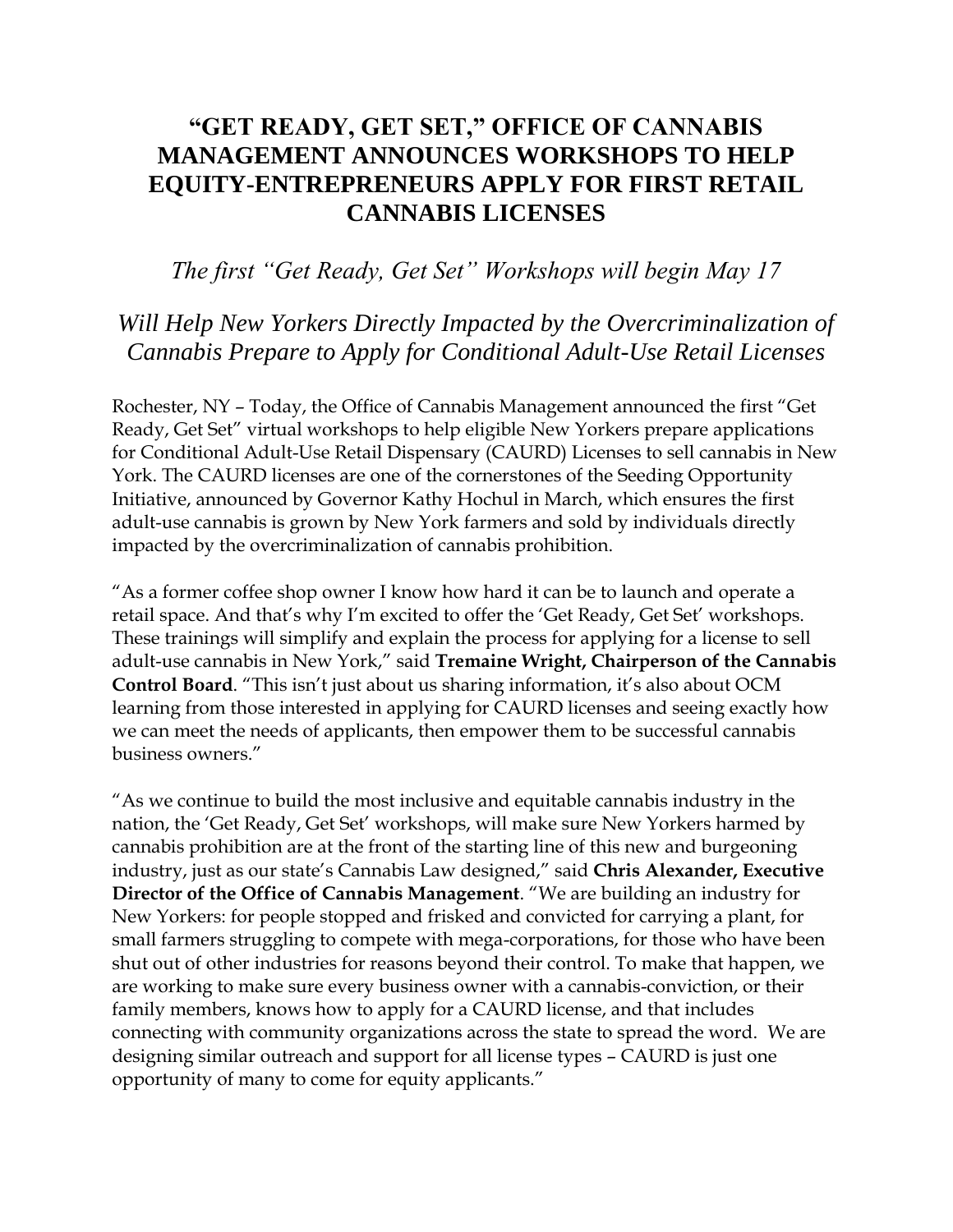# "GET READY, GET SET," OFFICE OF CANNABIS MANAGEMENT ANNOUNCES WORKSHOPS TO HELP EQUITY-ENTREPRENEURS APPLY FOR FIRST RETAIL CANNABIS LICENSES

*The first "Get Ready, Get Set" Workshops will begin May 17*

*Will Help New Yorkers Directly Impacted by the Overcriminalization of Cannabis Prepare to Apply for Conditional Adult-Use Retail Licenses*

Rochester, NY – Today, the Office of Cannabis Management announced the first "Get Ready, Get Set" virtual workshops to help eligible New Yorkers prepare applications for Conditional Adult-Use Retail Dispensary (CAURD) Licenses to sell cannabis in New York. The CAURD licenses are one of the cornerstones of the Seeding Opportunity Initiative, announced by Governor Kathy Hochul in March, which ensures the first adult-use cannabis is grown by New York farmers and sold by individuals directly impacted by the overcriminalization of cannabis prohibition.

"As a former coffee shop owner I know how hard it can be to launch and operate a retail space. And that's why I'm excited to offer the 'Get Ready, Get Set' workshops. These trainings will simplify and explain the process for applying for a license to sell adult-use cannabis in New York," said **Tremaine Wright, Chairperson of the Cannabis Control Board**. "This isn't just about us sharing information, it's also about OCM learning from those interested in applying for CAURD licenses and seeing exactly how we can meet the needs of applicants, then empower them to be successful cannabis business owners."

"As we continue to build the most inclusive and equitable cannabis industry in the nation, the 'Get Ready, Get Set' workshops, will make sure New Yorkers harmed by cannabis prohibition are at the front of the starting line of this new and burgeoning industry, just as our state's Cannabis Law designed," said **Chris Alexander, Executive Director of the Office of Cannabis Management**. "We are building an industry for New Yorkers: for people stopped and frisked and convicted for carrying a plant, for small farmers struggling to compete with mega-corporations, for those who have been shut out of other industries for reasons beyond their control. To make that happen, we are working to make sure every business owner with a cannabis-conviction, or their family members, knows how to apply for a CAURD license, and that includes connecting with community organizations across the state to spread the word. We are designing similar outreach and support for all license types – CAURD is just one opportunity of many to come for equity applicants."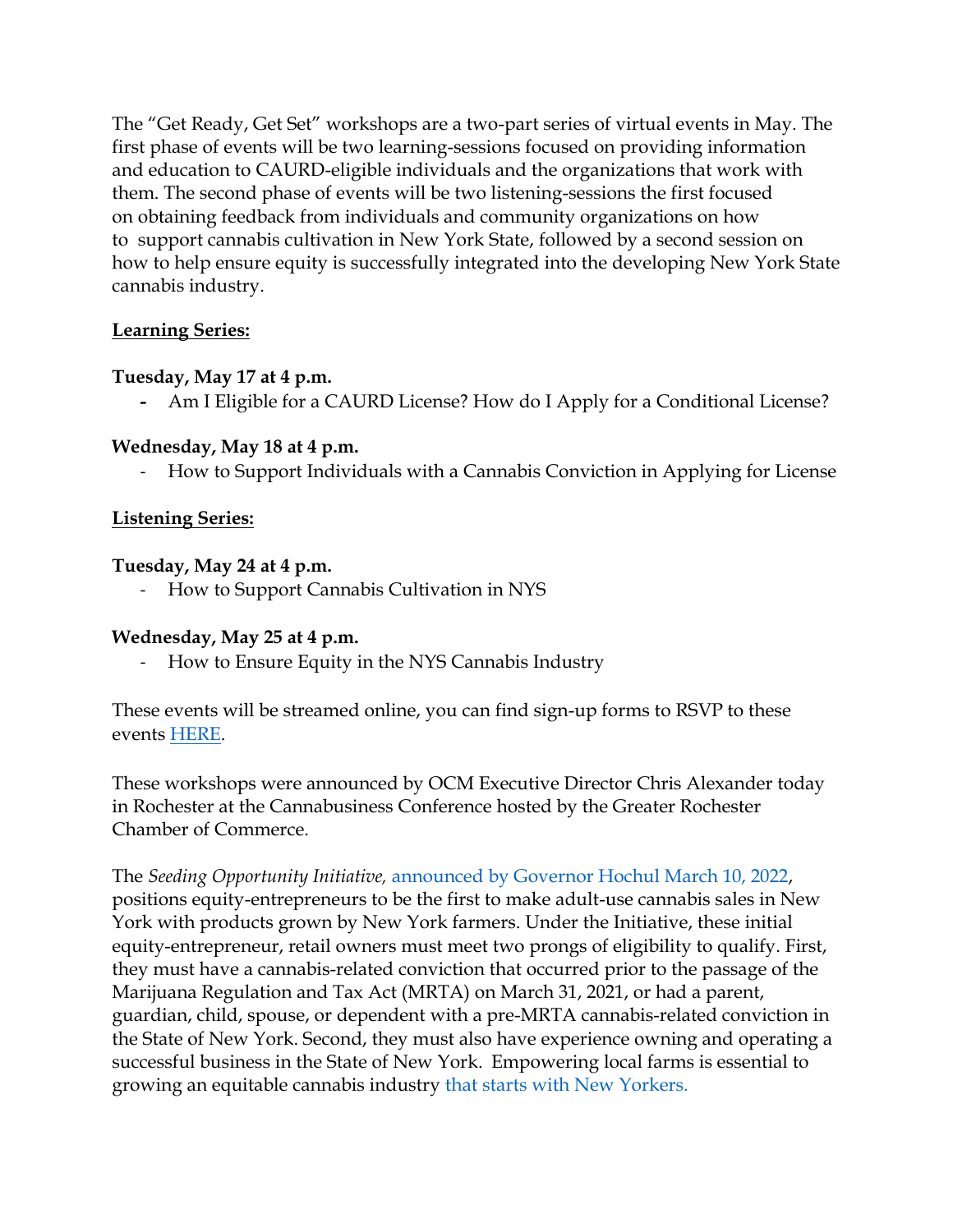The "Get Ready, Get Set" workshops are a two-part series of virtual events in May. The first phase of events will be two learning-sessions focused on providing information and education to CAURD-eligible individuals and the organizations that work with them. The second phase of events will be two listening-sessions the first focused on obtaining feedback from individuals and community organizations on how to support cannabis cultivation in New York State, followed by a second session on how to help ensure equity is successfully integrated into the developing New York State cannabis industry.

**Learning Series:**

**Tuesday, May 17 at 4 p.m.**

- Am I Eligible for a CAURD License? How do I Apply for a Conditional License?

**Wednesday, May 18 at 4 p.m.**

- How to Support Individuals with a Cannabis Conviction in Applying for License

**Listening Series:**

**Tuesday, May 24 at 4 p.m.**

- How to Support Cannabis Cultivation in NYS

**Wednesday, May 25 at 4 p.m.**

- How to Ensure Equity in the NYS Cannabis Industry

These events will be streamed online, you can find sign-up forms to RSVP to these events HERE.

These workshops were announced by OCM Executive Director Chris Alexander today in Rochester at the Cannabusiness Conference hosted by the Greater Rochester Chamber of Commerce.

The *Seeding Opportunity Initiative,* announced by Governor Hochul March 10, 2022, positions equity-entrepreneurs to be the first to make adult-use cannabis sales in New York with products grown by New York farmers. Under the Initiative, these initial equity-entrepreneur, retail owners must meet two prongs of eligibility to qualify. First, they must have a cannabis-related conviction that occurred prior to the passage of the Marijuana Regulation and Tax Act (MRTA) on March 31, 2021, or had a parent, guardian, child, spouse, or dependent with a pre-MRTA cannabis-related conviction in the State of New York. Second, they must also have experience owning and operating a successful business in the State of New York. Empowering local farms is essential to growing an equitable cannabis industry that starts with New Yorkers.